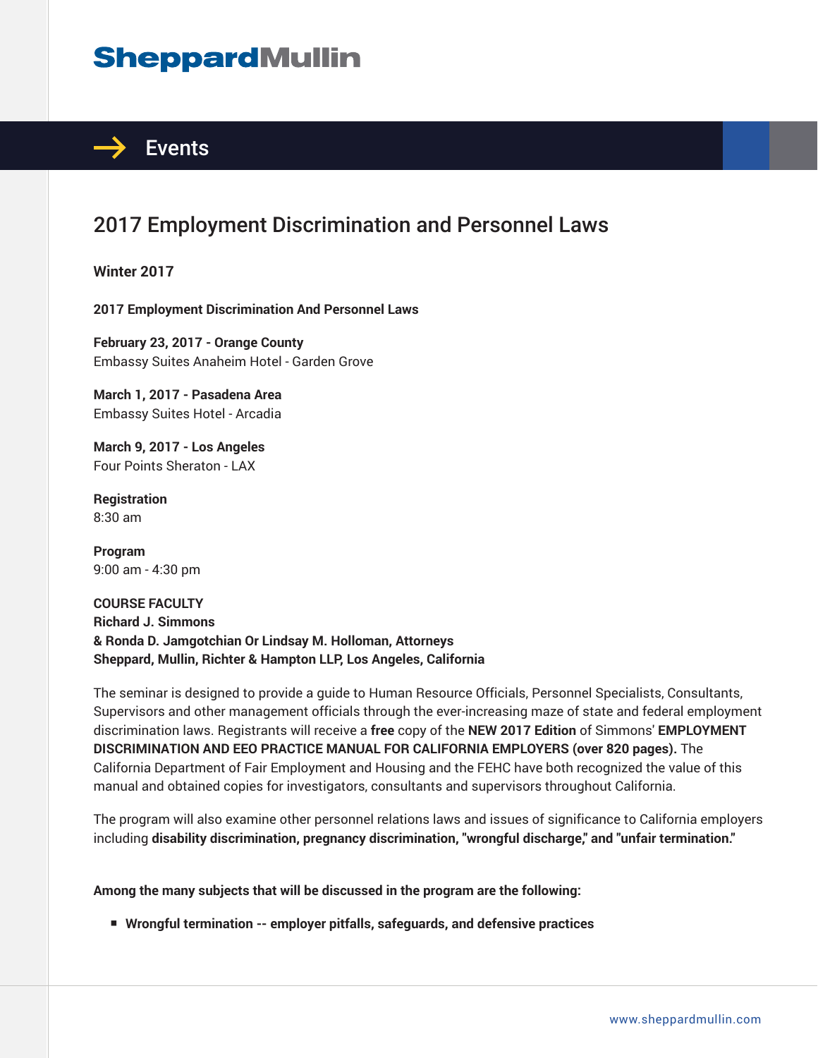# SheppardMullin

## Events

# 2017 Employment Discrimination and Personnel Laws

**Winter 2017**

**2017 Employment Discrimination And Personnel Laws**

**February 23, 2017 - Orange County**
Embassy Suites Anaheim Hotel - Garden Grove

**March 1, 2017 - Pasadena Area**
Embassy Suites Hotel - Arcadia

**March 9, 2017 - Los Angeles**
Four Points Sheraton - LAX

**Registration**
8:30 am

**Program**
9:00 am - 4:30 pm

**COURSE FACULTY**
**Richard J. Simmons**
**& Ronda D. Jamgotchian Or Lindsay M. Holloman, Attorneys**
**Sheppard, Mullin, Richter & Hampton LLP, Los Angeles, California**

The seminar is designed to provide a guide to Human Resource Officials, Personnel Specialists, Consultants, Supervisors and other management officials through the ever-increasing maze of state and federal employment discrimination laws. Registrants will receive a **free** copy of the **NEW 2017 Edition** of Simmons' **EMPLOYMENT DISCRIMINATION AND EEO PRACTICE MANUAL FOR CALIFORNIA EMPLOYERS (over 820 pages).** The California Department of Fair Employment and Housing and the FEHC have both recognized the value of this manual and obtained copies for investigators, consultants and supervisors throughout California.

The program will also examine other personnel relations laws and issues of significance to California employers including **disability discrimination, pregnancy discrimination, "wrongful discharge," and "unfair termination."**

**Among the many subjects that will be discussed in the program are the following:**

- **Wrongful termination -- employer pitfalls, safeguards, and defensive practices**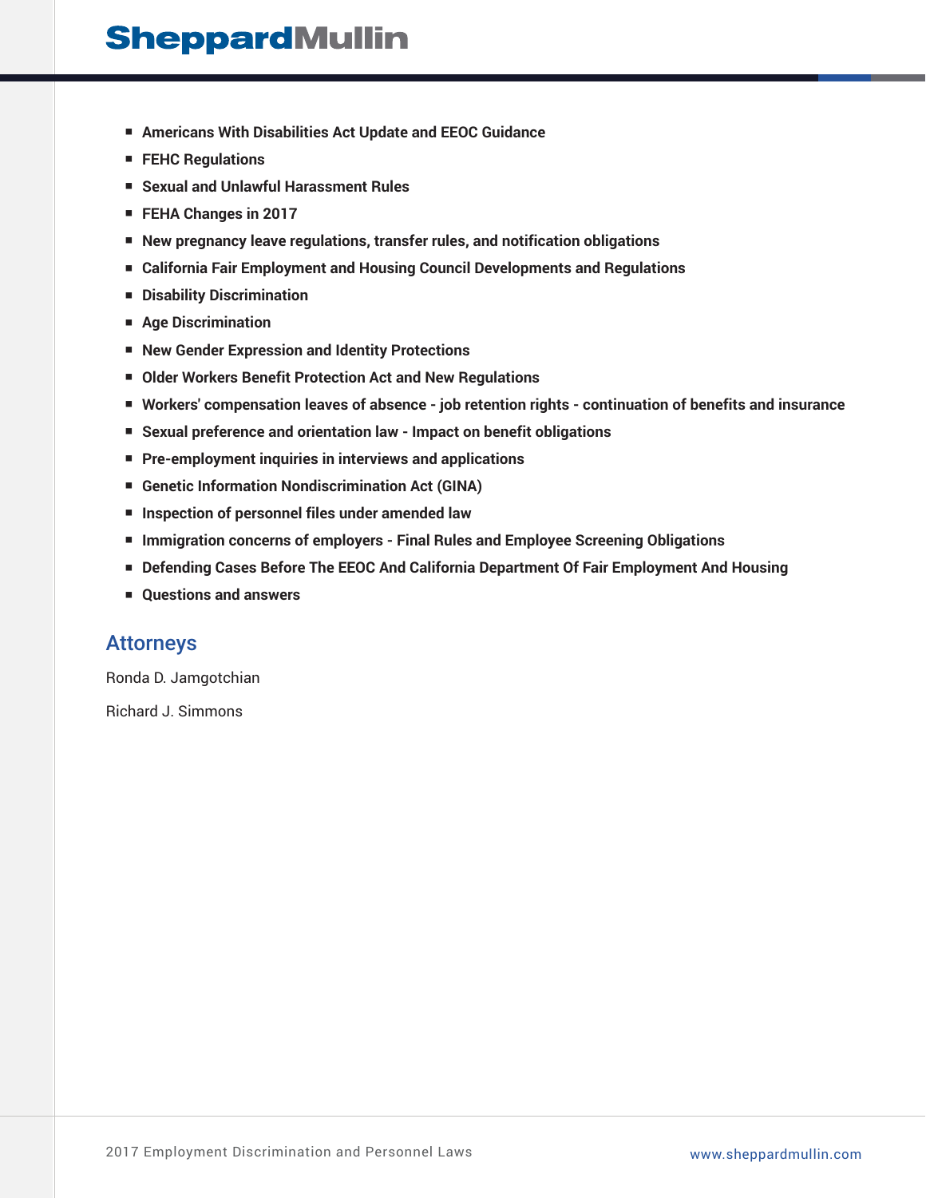- **Americans With Disabilities Act Update and EEOC Guidance**
- **FEHC Regulations**
- **Sexual and Unlawful Harassment Rules**
- **FEHA Changes in 2017**
- **New pregnancy leave regulations, transfer rules, and notification obligations**
- **California Fair Employment and Housing Council Developments and Regulations**
- **Disability Discrimination**
- **Age Discrimination**
- **New Gender Expression and Identity Protections**
- **Older Workers Benefit Protection Act and New Regulations**
- **Workers' compensation leaves of absence - job retention rights - continuation of benefits and insurance**
- **Sexual preference and orientation law - Impact on benefit obligations**
- **Pre-employment inquiries in interviews and applications**
- **Genetic Information Nondiscrimination Act (GINA)**
- **Inspection of personnel files under amended law**
- **Immigration concerns of employers - Final Rules and Employee Screening Obligations**
- **Defending Cases Before The EEOC And California Department Of Fair Employment And Housing**
- **Questions and answers**

## Attorneys

Ronda D. Jamgotchian

Richard J. Simmons